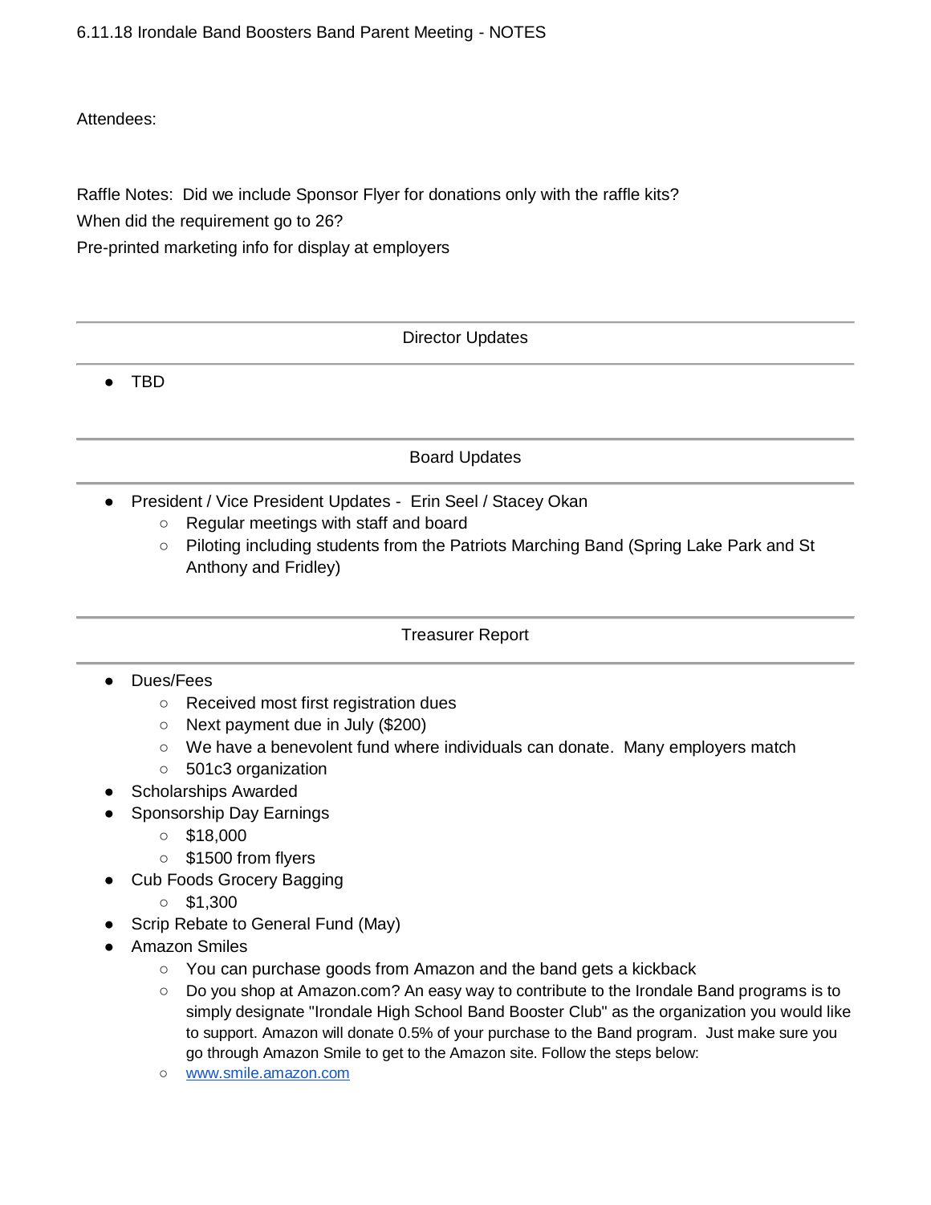6.11.18 Irondale Band Boosters Band Parent Meeting - NOTES

Attendees:

Raffle Notes: Did we include Sponsor Flyer for donations only with the raffle kits?
When did the requirement go to 26?
Pre-printed marketing info for display at employers

---

## Director Updates

---

- TBD

---

## Board Updates

---

- President / Vice President Updates - Erin Seel / Stacey Okan
  - Regular meetings with staff and board
  - Piloting including students from the Patriots Marching Band (Spring Lake Park and St Anthony and Fridley)

---

## Treasurer Report

---

- Dues/Fees
  - Received most first registration dues
  - Next payment due in July ($200)
  - We have a benevolent fund where individuals can donate. Many employers match
  - 501c3 organization
- Scholarships Awarded
- Sponsorship Day Earnings
  - $18,000
  - $1500 from flyers
- Cub Foods Grocery Bagging
  - $1,300
- Scrip Rebate to General Fund (May)
- Amazon Smiles
  - You can purchase goods from Amazon and the band gets a kickback
  - Do you shop at Amazon.com? An easy way to contribute to the Irondale Band programs is to simply designate "Irondale High School Band Booster Club" as the organization you would like to support. Amazon will donate 0.5% of your purchase to the Band program. Just make sure you go through Amazon Smile to get to the Amazon site. Follow the steps below:
  - [www.smile.amazon.com](http://www.smile.amazon.com)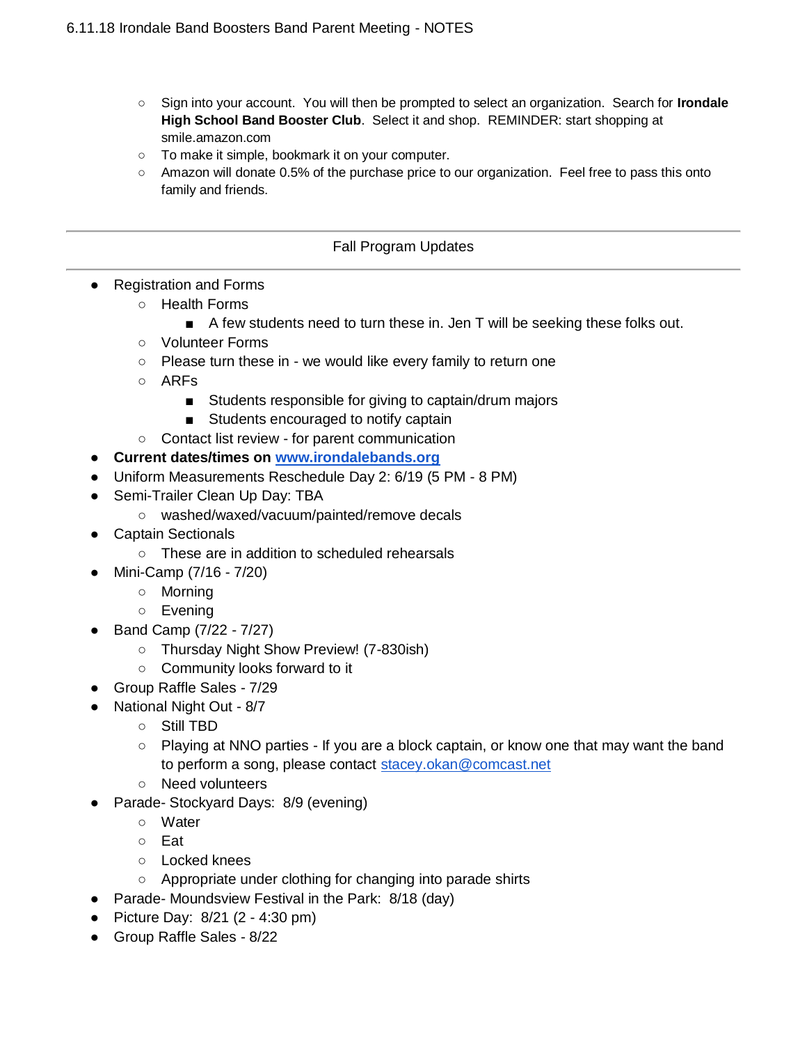- Sign into your account. You will then be prompted to select an organization. Search for **Irondale High School Band Booster Club**. Select it and shop. REMINDER: start shopping at smile.amazon.com
- To make it simple, bookmark it on your computer.
- Amazon will donate 0.5% of the purchase price to our organization. Feel free to pass this onto family and friends.

---

## Fall Program Updates

---

- Registration and Forms
  - Health Forms
    - A few students need to turn these in. Jen T will be seeking these folks out.
  - Volunteer Forms
  - Please turn these in - we would like every family to return one
  - ARFs
    - Students responsible for giving to captain/drum majors
    - Students encouraged to notify captain
  - Contact list review - for parent communication
- **Current dates/times on [www.irondalebands.org](www.irondalebands.org)**
- Uniform Measurements Reschedule Day 2: 6/19 (5 PM - 8 PM)
- Semi-Trailer Clean Up Day: TBA
  - washed/waxed/vacuum/painted/remove decals
- Captain Sectionals
  - These are in addition to scheduled rehearsals
- Mini-Camp (7/16 - 7/20)
  - Morning
  - Evening
- Band Camp (7/22 - 7/27)
  - Thursday Night Show Preview! (7-830ish)
  - Community looks forward to it
- Group Raffle Sales - 7/29
- National Night Out - 8/7
  - Still TBD
  - Playing at NNO parties - If you are a block captain, or know one that may want the band to perform a song, please contact stacey.okan@comcast.net
  - Need volunteers
- Parade- Stockyard Days: 8/9 (evening)
  - Water
  - Eat
  - Locked knees
  - Appropriate under clothing for changing into parade shirts
- Parade- Moundsview Festival in the Park: 8/18 (day)
- Picture Day: 8/21 (2 - 4:30 pm)
- Group Raffle Sales - 8/22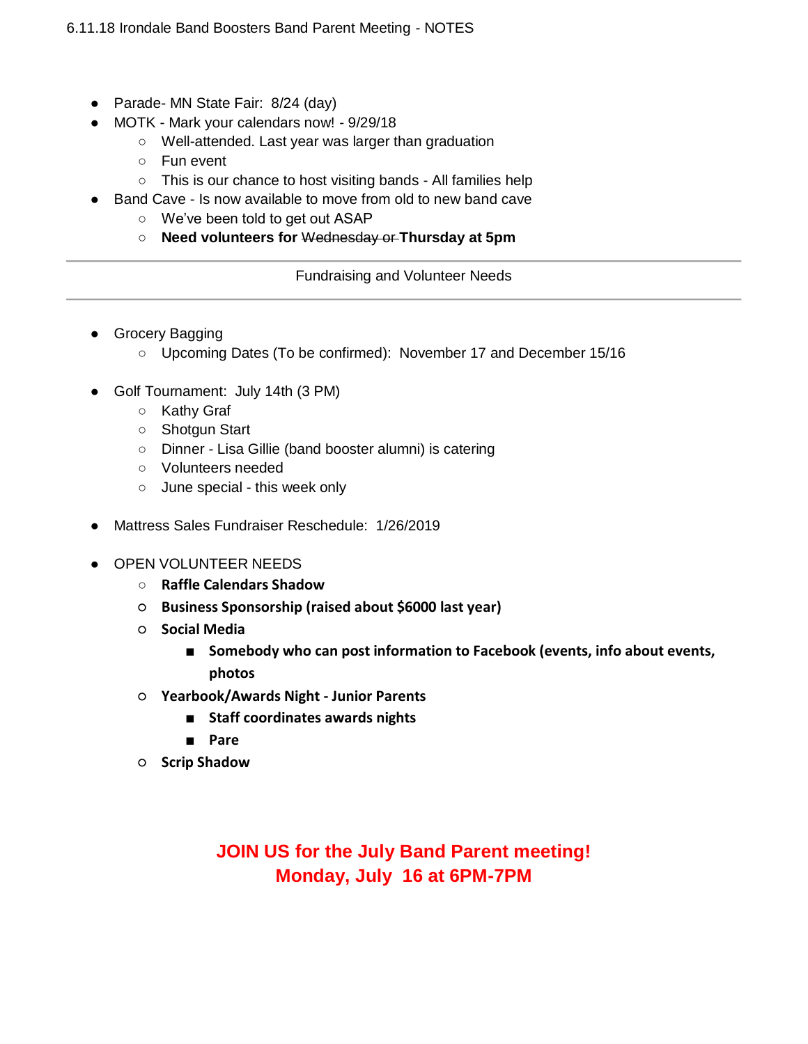6.11.18 Irondale Band Boosters Band Parent Meeting - NOTES

- Parade- MN State Fair: 8/24 (day)
- MOTK - Mark your calendars now! - 9/29/18
  - Well-attended. Last year was larger than graduation
  - Fun event
  - This is our chance to host visiting bands - All families help
- Band Cave - Is now available to move from old to new band cave
  - We've been told to get out ASAP
  - **Need volunteers for ~~Wednesday or~~ Thursday at 5pm**

---

Fundraising and Volunteer Needs

---

- Grocery Bagging
  - Upcoming Dates (To be confirmed): November 17 and December 15/16
- Golf Tournament: July 14th (3 PM)
  - Kathy Graf
  - Shotgun Start
  - Dinner - Lisa Gillie (band booster alumni) is catering
  - Volunteers needed
  - June special - this week only
- Mattress Sales Fundraiser Reschedule: 1/26/2019
- OPEN VOLUNTEER NEEDS
  - **Raffle Calendars Shadow**
  - **Business Sponsorship (raised about $6000 last year)**
  - **Social Media**
    - **Somebody who can post information to Facebook (events, info about events, photos**
  - **Yearbook/Awards Night - Junior Parents**
    - **Staff coordinates awards nights**
    - **Pare**
  - **Scrip Shadow**

**JOIN US for the July Band Parent meeting!**
**Monday, July 16 at 6PM-7PM**